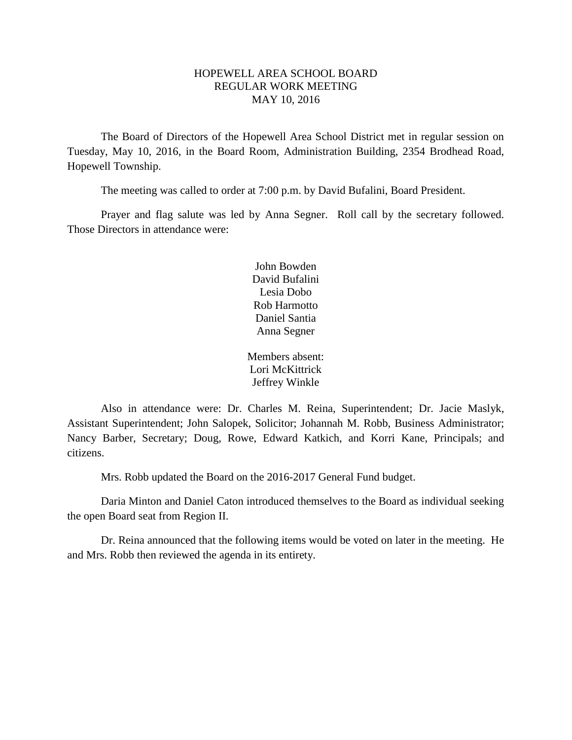# HOPEWELL AREA SCHOOL BOARD
## REGULAR WORK MEETING
## MAY 10, 2016

The Board of Directors of the Hopewell Area School District met in regular session on Tuesday, May 10, 2016, in the Board Room, Administration Building, 2354 Brodhead Road, Hopewell Township.

The meeting was called to order at 7:00 p.m. by David Bufalini, Board President.

Prayer and flag salute was led by Anna Segner. Roll call by the secretary followed. Those Directors in attendance were:

John Bowden
David Bufalini
Lesia Dobo
Rob Harmotto
Daniel Santia
Anna Segner

Members absent:
Lori McKittrick
Jeffrey Winkle

Also in attendance were: Dr. Charles M. Reina, Superintendent; Dr. Jacie Maslyk, Assistant Superintendent; John Salopek, Solicitor; Johannah M. Robb, Business Administrator; Nancy Barber, Secretary; Doug, Rowe, Edward Katkich, and Korri Kane, Principals; and citizens.

Mrs. Robb updated the Board on the 2016-2017 General Fund budget.

Daria Minton and Daniel Caton introduced themselves to the Board as individual seeking the open Board seat from Region II.

Dr. Reina announced that the following items would be voted on later in the meeting. He and Mrs. Robb then reviewed the agenda in its entirety.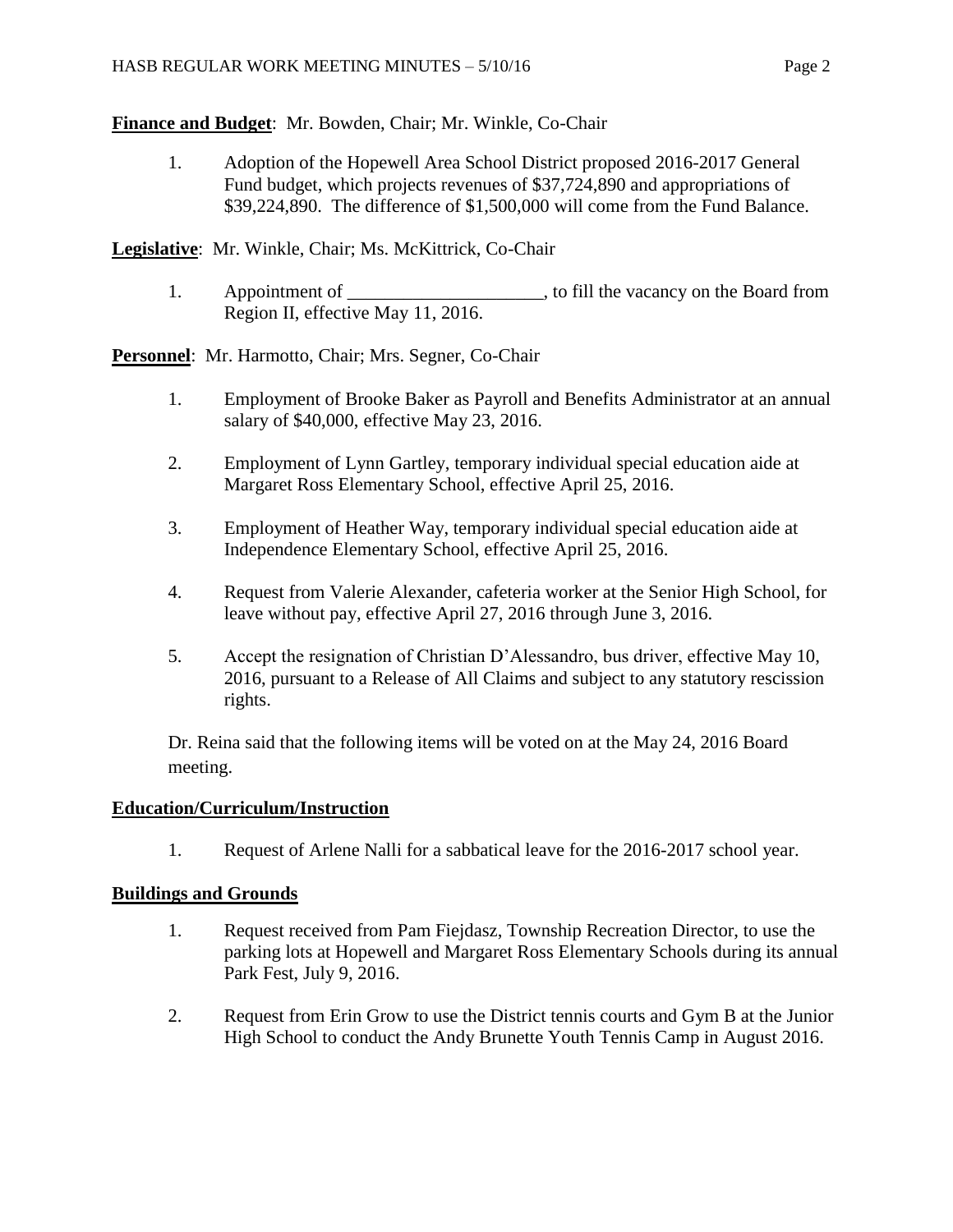**Finance and Budget**: Mr. Bowden, Chair; Mr. Winkle, Co-Chair

1. Adoption of the Hopewell Area School District proposed 2016-2017 General Fund budget, which projects revenues of $37,724,890 and appropriations of $39,224,890. The difference of $1,500,000 will come from the Fund Balance.

**Legislative**: Mr. Winkle, Chair; Ms. McKittrick, Co-Chair

1. Appointment of _____________________, to fill the vacancy on the Board from Region II, effective May 11, 2016.

**Personnel**: Mr. Harmotto, Chair; Mrs. Segner, Co-Chair

1. Employment of Brooke Baker as Payroll and Benefits Administrator at an annual salary of $40,000, effective May 23, 2016.
2. Employment of Lynn Gartley, temporary individual special education aide at Margaret Ross Elementary School, effective April 25, 2016.
3. Employment of Heather Way, temporary individual special education aide at Independence Elementary School, effective April 25, 2016.
4. Request from Valerie Alexander, cafeteria worker at the Senior High School, for leave without pay, effective April 27, 2016 through June 3, 2016.
5. Accept the resignation of Christian D'Alessandro, bus driver, effective May 10, 2016, pursuant to a Release of All Claims and subject to any statutory rescission rights.

Dr. Reina said that the following items will be voted on at the May 24, 2016 Board meeting.

**Education/Curriculum/Instruction**

1. Request of Arlene Nalli for a sabbatical leave for the 2016-2017 school year.

**Buildings and Grounds**

1. Request received from Pam Fiejdasz, Township Recreation Director, to use the parking lots at Hopewell and Margaret Ross Elementary Schools during its annual Park Fest, July 9, 2016.
2. Request from Erin Grow to use the District tennis courts and Gym B at the Junior High School to conduct the Andy Brunette Youth Tennis Camp in August 2016.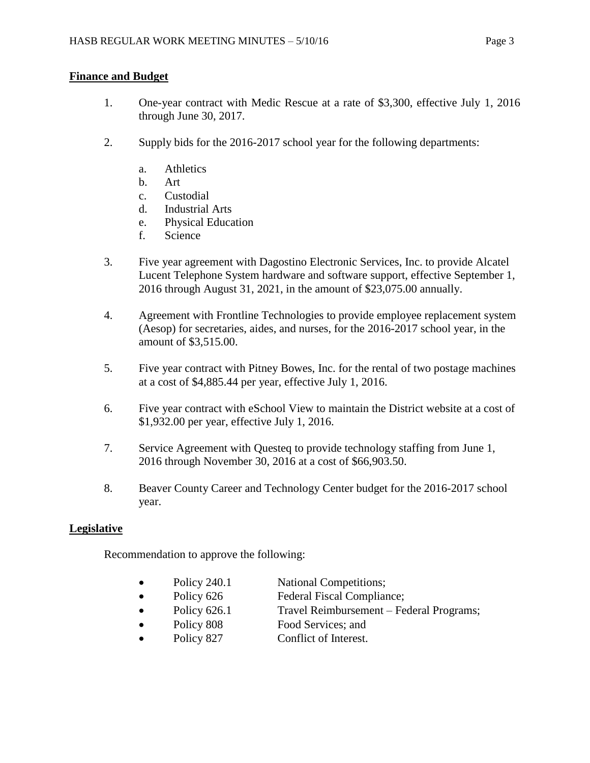**Finance and Budget**

1. One-year contract with Medic Rescue at a rate of $3,300, effective July 1, 2016 through June 30, 2017.

2. Supply bids for the 2016-2017 school year for the following departments:

    a. Athletics
    b. Art
    c. Custodial
    d. Industrial Arts
    e. Physical Education
    f. Science

3. Five year agreement with Dagostino Electronic Services, Inc. to provide Alcatel Lucent Telephone System hardware and software support, effective September 1, 2016 through August 31, 2021, in the amount of $23,075.00 annually.

4. Agreement with Frontline Technologies to provide employee replacement system (Aesop) for secretaries, aides, and nurses, for the 2016-2017 school year, in the amount of $3,515.00.

5. Five year contract with Pitney Bowes, Inc. for the rental of two postage machines at a cost of $4,885.44 per year, effective July 1, 2016.

6. Five year contract with eSchool View to maintain the District website at a cost of $1,932.00 per year, effective July 1, 2016.

7. Service Agreement with Questeq to provide technology staffing from June 1, 2016 through November 30, 2016 at a cost of $66,903.50.

8. Beaver County Career and Technology Center budget for the 2016-2017 school year.

**Legislative**

Recommendation to approve the following:

- Policy 240.1 National Competitions;
- Policy 626 Federal Fiscal Compliance;
- Policy 626.1 Travel Reimbursement – Federal Programs;
- Policy 808 Food Services; and
- Policy 827 Conflict of Interest.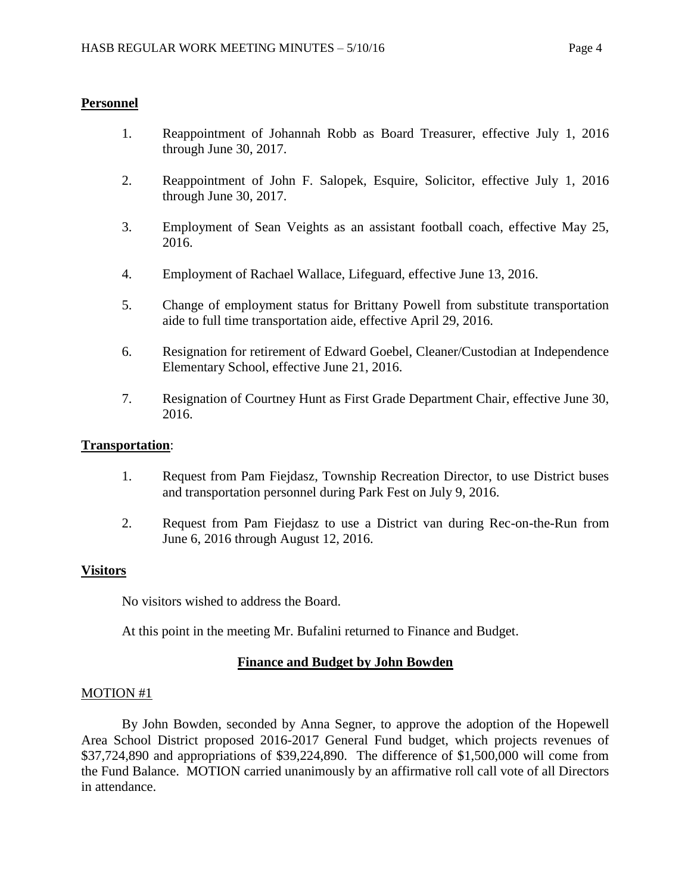## Personnel

1. Reappointment of Johannah Robb as Board Treasurer, effective July 1, 2016 through June 30, 2017.
2. Reappointment of John F. Salopek, Esquire, Solicitor, effective July 1, 2016 through June 30, 2017.
3. Employment of Sean Veights as an assistant football coach, effective May 25, 2016.
4. Employment of Rachael Wallace, Lifeguard, effective June 13, 2016.
5. Change of employment status for Brittany Powell from substitute transportation aide to full time transportation aide, effective April 29, 2016.
6. Resignation for retirement of Edward Goebel, Cleaner/Custodian at Independence Elementary School, effective June 21, 2016.
7. Resignation of Courtney Hunt as First Grade Department Chair, effective June 30, 2016.

## Transportation:

1. Request from Pam Fiejdasz, Township Recreation Director, to use District buses and transportation personnel during Park Fest on July 9, 2016.
2. Request from Pam Fiejdasz to use a District van during Rec-on-the-Run from June 6, 2016 through August 12, 2016.

## Visitors

No visitors wished to address the Board.

At this point in the meeting Mr. Bufalini returned to Finance and Budget.

## Finance and Budget by John Bowden

MOTION #1

By John Bowden, seconded by Anna Segner, to approve the adoption of the Hopewell Area School District proposed 2016-2017 General Fund budget, which projects revenues of \$37,724,890 and appropriations of \$39,224,890. The difference of \$1,500,000 will come from the Fund Balance. MOTION carried unanimously by an affirmative roll call vote of all Directors in attendance.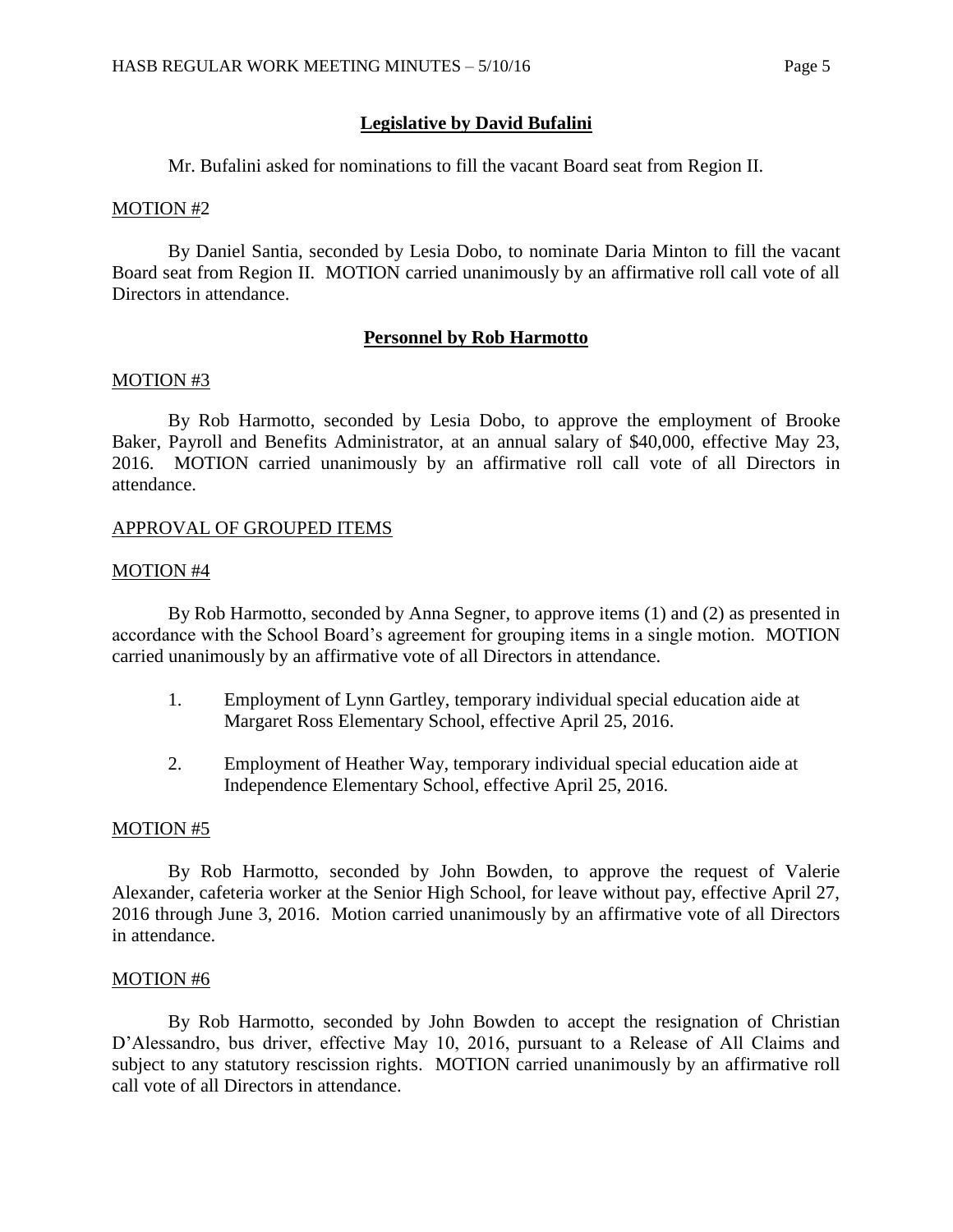**Legislative by David Bufalini**

Mr. Bufalini asked for nominations to fill the vacant Board seat from Region II.

MOTION #2

By Daniel Santia, seconded by Lesia Dobo, to nominate Daria Minton to fill the vacant Board seat from Region II. MOTION carried unanimously by an affirmative roll call vote of all Directors in attendance.

**Personnel by Rob Harmotto**

MOTION #3

By Rob Harmotto, seconded by Lesia Dobo, to approve the employment of Brooke Baker, Payroll and Benefits Administrator, at an annual salary of $40,000, effective May 23, 2016. MOTION carried unanimously by an affirmative roll call vote of all Directors in attendance.

APPROVAL OF GROUPED ITEMS

MOTION #4

By Rob Harmotto, seconded by Anna Segner, to approve items (1) and (2) as presented in accordance with the School Board's agreement for grouping items in a single motion. MOTION carried unanimously by an affirmative vote of all Directors in attendance.

1. Employment of Lynn Gartley, temporary individual special education aide at Margaret Ross Elementary School, effective April 25, 2016.
2. Employment of Heather Way, temporary individual special education aide at Independence Elementary School, effective April 25, 2016.

MOTION #5

By Rob Harmotto, seconded by John Bowden, to approve the request of Valerie Alexander, cafeteria worker at the Senior High School, for leave without pay, effective April 27, 2016 through June 3, 2016. Motion carried unanimously by an affirmative vote of all Directors in attendance.

MOTION #6

By Rob Harmotto, seconded by John Bowden to accept the resignation of Christian D'Alessandro, bus driver, effective May 10, 2016, pursuant to a Release of All Claims and subject to any statutory rescission rights. MOTION carried unanimously by an affirmative roll call vote of all Directors in attendance.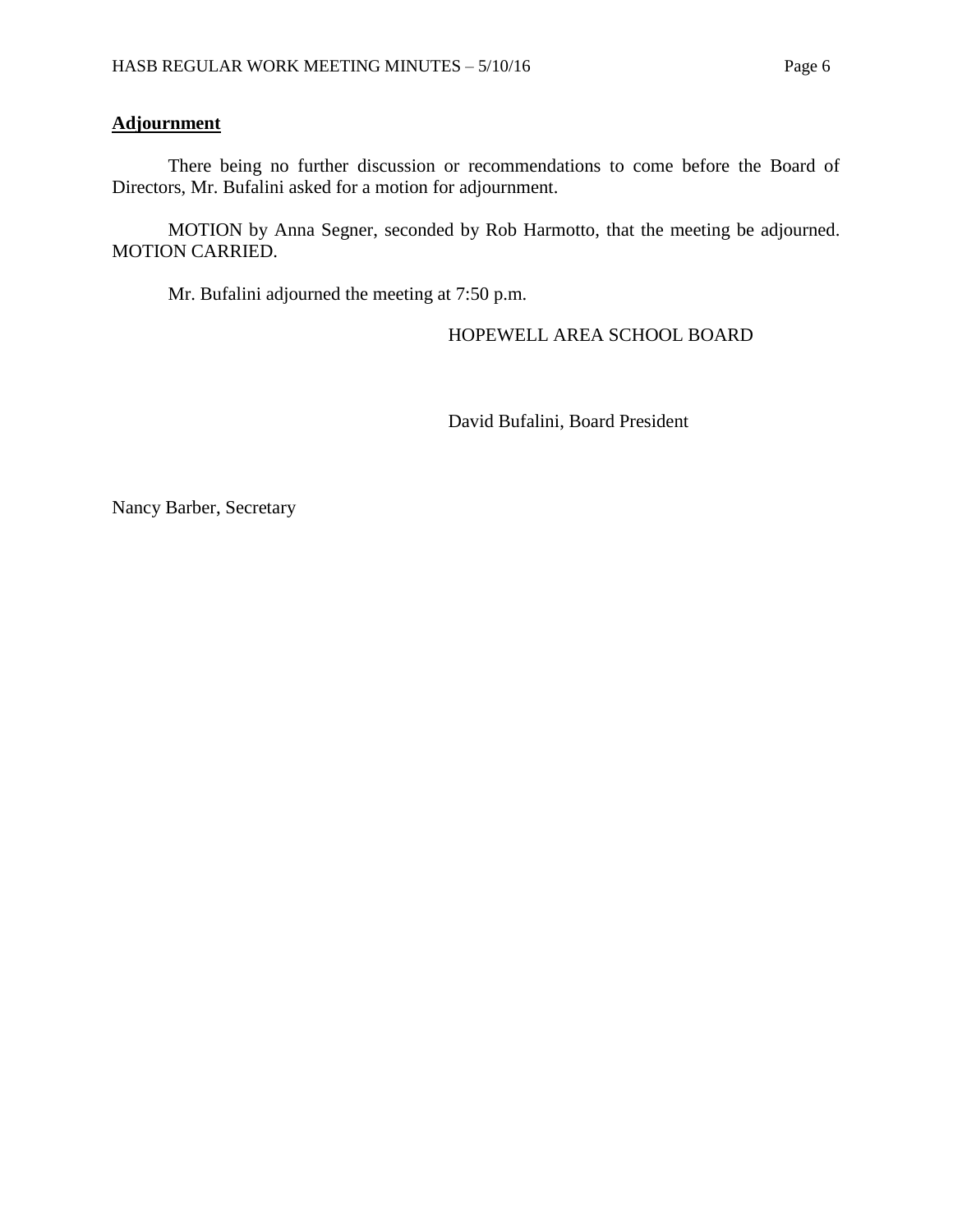**Adjournment**

There being no further discussion or recommendations to come before the Board of Directors, Mr. Bufalini asked for a motion for adjournment.

MOTION by Anna Segner, seconded by Rob Harmotto, that the meeting be adjourned. MOTION CARRIED.

Mr. Bufalini adjourned the meeting at 7:50 p.m.

HOPEWELL AREA SCHOOL BOARD

David Bufalini, Board President

Nancy Barber, Secretary